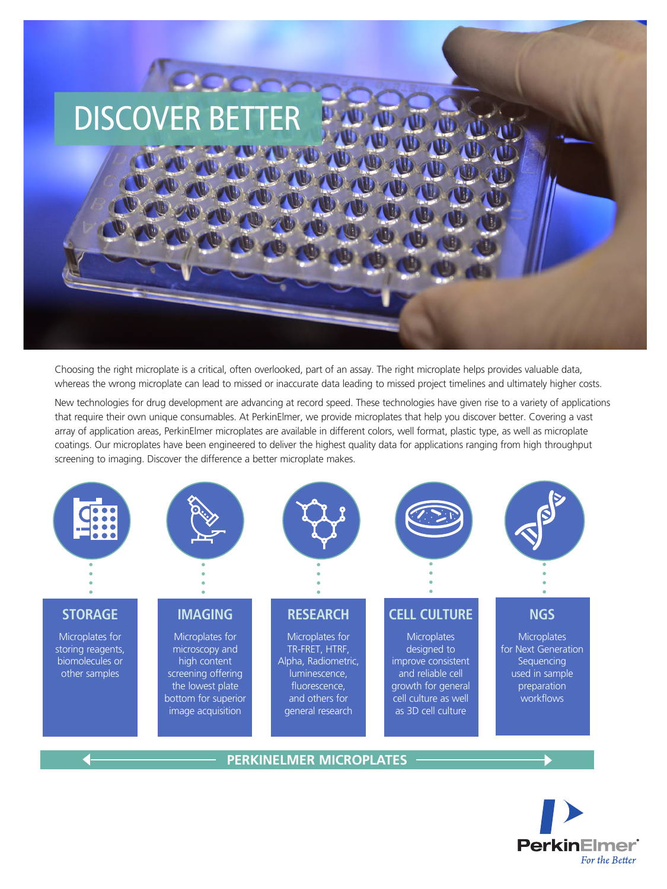# DISCOVER BETTER

Choosing the right microplate is a critical, often overlooked, part of an assay. The right microplate helps provides valuable data, whereas the wrong microplate can lead to missed or inaccurate data leading to missed project timelines and ultimately higher costs.

New technologies for drug development are advancing at record speed. These technologies have given rise to a variety of applications that require their own unique consumables. At PerkinElmer, we provide microplates that help you discover better. Covering a vast array of application areas, PerkinElmer microplates are available in different colors, well format, plastic type, as well as microplate coatings. Our microplates have been engineered to deliver the highest quality data for applications ranging from high throughput screening to imaging. Discover the difference a better microplate makes.

## STORAGE

Microplates for storing reagents, biomolecules or other samples

## IMAGING

Microplates for microscopy and high content screening offering the lowest plate bottom for superior image acquisition

## RESEARCH

Microplates for TR-FRET, HTRF, Alpha, Radiometric, luminescence, fluorescence, and others for general research

## CELL CULTURE

Microplates designed to improve consistent and reliable cell growth for general cell culture as well as 3D cell culture

## NGS

Microplates for Next Generation Sequencing used in sample preparation workflows

**PERKINELMER MICROPLATES**

PerkinElmer®
*For the Better*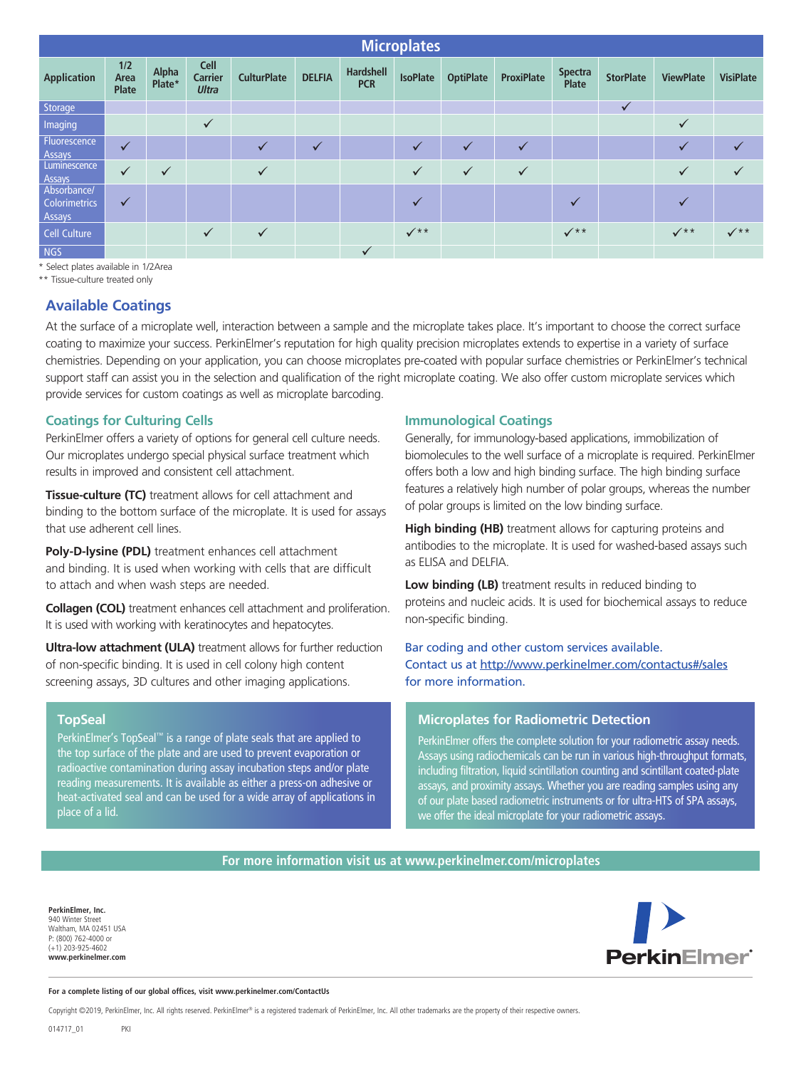| Microplates | | | | | | | | | | | | | |
|---|---|---|---|---|---|---|---|---|---|---|---|---|---|
| Application | 1/2 Area Plate | Alpha Plate* | Cell Carrier *Ultra* | CulturPlate | DELFIA | Hardshell PCR | IsoPlate | OptiPlate | ProxiPlate | Spectra Plate | StorPlate | ViewPlate | VisiPlate |
| Storage | | | | | | | | | | | ✓ | | |
| Imaging | | | ✓ | | | | | | | | | ✓ | |
| Fluorescence Assays | ✓ | | | ✓ | ✓ | | ✓ | ✓ | ✓ | | | ✓ | ✓ |
| Luminescence Assays | ✓ | ✓ | | ✓ | | | ✓ | ✓ | ✓ | | | ✓ | ✓ |
| Absorbance/ Colorimetrics Assays | ✓ | | | | | | ✓ | | | ✓ | | ✓ | |
| Cell Culture | | | ✓ | ✓ | | | ✓** | | | ✓** | | ✓** | ✓** |
| NGS | | | | | | ✓ | | | | | | | |

\* Select plates available in 1/2Area

\*\* Tissue-culture treated only

## Available Coatings

At the surface of a microplate well, interaction between a sample and the microplate takes place. It's important to choose the correct surface coating to maximize your success. PerkinElmer's reputation for high quality precision microplates extends to expertise in a variety of surface chemistries. Depending on your application, you can choose microplates pre-coated with popular surface chemistries or PerkinElmer's technical support staff can assist you in the selection and qualification of the right microplate coating. We also offer custom microplate services which provide services for custom coatings as well as microplate barcoding.

### Coatings for Culturing Cells

PerkinElmer offers a variety of options for general cell culture needs. Our microplates undergo special physical surface treatment which results in improved and consistent cell attachment.

**Tissue-culture (TC)** treatment allows for cell attachment and binding to the bottom surface of the microplate. It is used for assays that use adherent cell lines.

**Poly-D-lysine (PDL)** treatment enhances cell attachment and binding. It is used when working with cells that are difficult to attach and when wash steps are needed.

**Collagen (COL)** treatment enhances cell attachment and proliferation. It is used with working with keratinocytes and hepatocytes.

**Ultra-low attachment (ULA)** treatment allows for further reduction of non-specific binding. It is used in cell colony high content screening assays, 3D cultures and other imaging applications.

### Immunological Coatings

Generally, for immunology-based applications, immobilization of biomolecules to the well surface of a microplate is required. PerkinElmer offers both a low and high binding surface. The high binding surface features a relatively high number of polar groups, whereas the number of polar groups is limited on the low binding surface.

**High binding (HB)** treatment allows for capturing proteins and antibodies to the microplate. It is used for washed-based assays such as ELISA and DELFIA.

**Low binding (LB)** treatment results in reduced binding to proteins and nucleic acids. It is used for biochemical assays to reduce non-specific binding.

Bar coding and other custom services available. Contact us at http://www.perkinelmer.com/contactus#/sales for more information.

### TopSeal

PerkinElmer's TopSeal™ is a range of plate seals that are applied to the top surface of the plate and are used to prevent evaporation or radioactive contamination during assay incubation steps and/or plate reading measurements. It is available as either a press-on adhesive or heat-activated seal and can be used for a wide array of applications in place of a lid.

### Microplates for Radiometric Detection

PerkinElmer offers the complete solution for your radiometric assay needs. Assays using radiochemicals can be run in various high-throughput formats, including filtration, liquid scintillation counting and scintillant coated-plate assays, and proximity assays. Whether you are reading samples using any of our plate based radiometric instruments or for ultra-HTS of SPA assays, we offer the ideal microplate for your radiometric assays.

**For more information visit us at www.perkinelmer.com/microplates**

**PerkinElmer, Inc.**
940 Winter Street
Waltham, MA 02451 USA
P: (800) 762-4000 or
(+1) 203-925-4602
**www.perkinelmer.com**

PerkinElmer®

**For a complete listing of our global offices, visit www.perkinelmer.com/ContactUs**

Copyright ©2019, PerkinElmer, Inc. All rights reserved. PerkinElmer® is a registered trademark of PerkinElmer, Inc. All other trademarks are the property of their respective owners.

014717_01 PKI